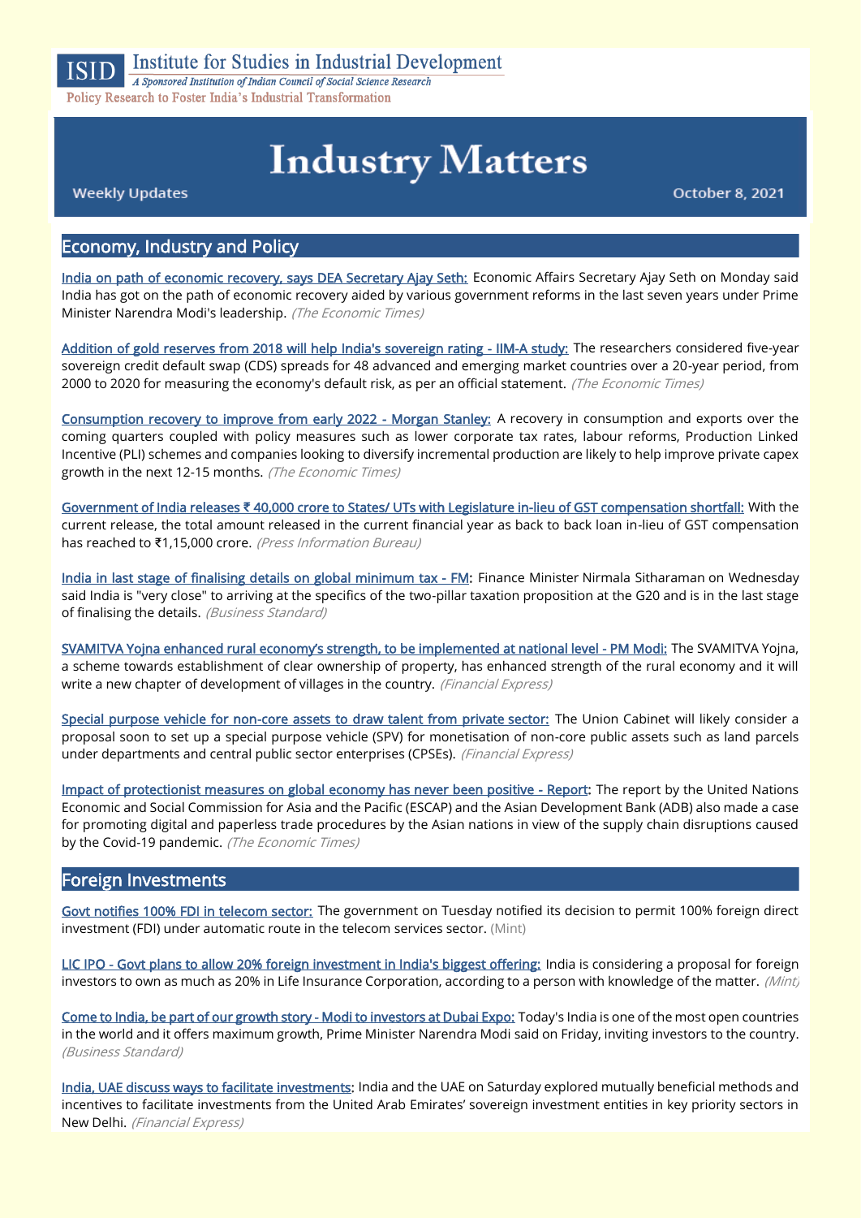ISID Institute for Studies in Industrial Development

*A Sponsored Institution of Indian Council of Social Science Research*

Policy Research to Foster India's Industrial Transformation

# Industry Matters

Weekly Updates — October 8, 2021

## Economy, Industry and Policy

India on path of economic recovery, says DEA Secretary Ajay Seth: Economic Affairs Secretary Ajay Seth on Monday said India has got on the path of economic recovery aided by various government reforms in the last seven years under Prime Minister Narendra Modi's leadership. *(The Economic Times)*

Addition of gold reserves from 2018 will help India's sovereign rating - IIM-A study: The researchers considered five-year sovereign credit default swap (CDS) spreads for 48 advanced and emerging market countries over a 20-year period, from 2000 to 2020 for measuring the economy's default risk, as per an official statement. *(The Economic Times)*

Consumption recovery to improve from early 2022 - Morgan Stanley: A recovery in consumption and exports over the coming quarters coupled with policy measures such as lower corporate tax rates, labour reforms, Production Linked Incentive (PLI) schemes and companies looking to diversify incremental production are likely to help improve private capex growth in the next 12-15 months. *(The Economic Times)*

Government of India releases ₹ 40,000 crore to States/ UTs with Legislature in-lieu of GST compensation shortfall: With the current release, the total amount released in the current financial year as back to back loan in-lieu of GST compensation has reached to ₹1,15,000 crore. *(Press Information Bureau)*

India in last stage of finalising details on global minimum tax - FM: Finance Minister Nirmala Sitharaman on Wednesday said India is "very close" to arriving at the specifics of the two-pillar taxation proposition at the G20 and is in the last stage of finalising the details. *(Business Standard)*

SVAMITVA Yojna enhanced rural economy's strength, to be implemented at national level - PM Modi: The SVAMITVA Yojna, a scheme towards establishment of clear ownership of property, has enhanced strength of the rural economy and it will write a new chapter of development of villages in the country. *(Financial Express)*

Special purpose vehicle for non-core assets to draw talent from private sector: The Union Cabinet will likely consider a proposal soon to set up a special purpose vehicle (SPV) for monetisation of non-core public assets such as land parcels under departments and central public sector enterprises (CPSEs). *(Financial Express)*

Impact of protectionist measures on global economy has never been positive - Report: The report by the United Nations Economic and Social Commission for Asia and the Pacific (ESCAP) and the Asian Development Bank (ADB) also made a case for promoting digital and paperless trade procedures by the Asian nations in view of the supply chain disruptions caused by the Covid-19 pandemic. *(The Economic Times)*

## Foreign Investments

Govt notifies 100% FDI in telecom sector: The government on Tuesday notified its decision to permit 100% foreign direct investment (FDI) under automatic route in the telecom services sector. (Mint)

LIC IPO - Govt plans to allow 20% foreign investment in India's biggest offering: India is considering a proposal for foreign investors to own as much as 20% in Life Insurance Corporation, according to a person with knowledge of the matter. *(Mint)*

Come to India, be part of our growth story - Modi to investors at Dubai Expo: Today's India is one of the most open countries in the world and it offers maximum growth, Prime Minister Narendra Modi said on Friday, inviting investors to the country. *(Business Standard)*

India, UAE discuss ways to facilitate investments: India and the UAE on Saturday explored mutually beneficial methods and incentives to facilitate investments from the United Arab Emirates' sovereign investment entities in key priority sectors in New Delhi. *(Financial Express)*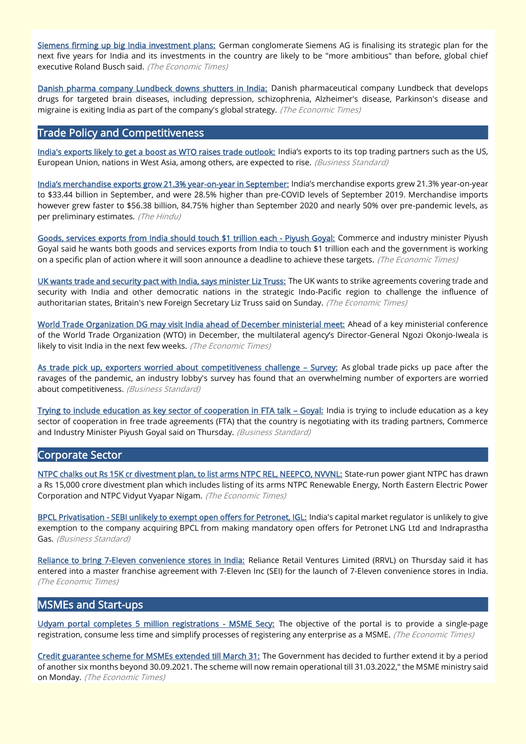**Siemens firming up big India investment plans:** German conglomerate Siemens AG is finalising its strategic plan for the next five years for India and its investments in the country are likely to be "more ambitious" than before, global chief executive Roland Busch said. *(The Economic Times)*

**Danish pharma company Lundbeck downs shutters in India:** Danish pharmaceutical company Lundbeck that develops drugs for targeted brain diseases, including depression, schizophrenia, Alzheimer's disease, Parkinson's disease and migraine is exiting India as part of the company's global strategy. *(The Economic Times)*

## Trade Policy and Competitiveness

**India's exports likely to get a boost as WTO raises trade outlook:** India's exports to its top trading partners such as the US, European Union, nations in West Asia, among others, are expected to rise. *(Business Standard)*

**India's merchandise exports grow 21.3% year-on-year in September:** India's merchandise exports grew 21.3% year-on-year to $33.44 billion in September, and were 28.5% higher than pre-COVID levels of September 2019. Merchandise imports however grew faster to $56.38 billion, 84.75% higher than September 2020 and nearly 50% over pre-pandemic levels, as per preliminary estimates. *(The Hindu)*

**Goods, services exports from India should touch $1 trillion each - Piyush Goyal:** Commerce and industry minister Piyush Goyal said he wants both goods and services exports from India to touch $1 trillion each and the government is working on a specific plan of action where it will soon announce a deadline to achieve these targets. *(The Economic Times)*

**UK wants trade and security pact with India, says minister Liz Truss:** The UK wants to strike agreements covering trade and security with India and other democratic nations in the strategic Indo-Pacific region to challenge the influence of authoritarian states, Britain's new Foreign Secretary Liz Truss said on Sunday. *(The Economic Times)*

**World Trade Organization DG may visit India ahead of December ministerial meet:** Ahead of a key ministerial conference of the World Trade Organization (WTO) in December, the multilateral agency's Director-General Ngozi Okonjo-Iweala is likely to visit India in the next few weeks. *(The Economic Times)*

**As trade pick up, exporters worried about competitiveness challenge – Survey:** As global trade picks up pace after the ravages of the pandemic, an industry lobby's survey has found that an overwhelming number of exporters are worried about competitiveness. *(Business Standard)*

**Trying to include education as key sector of cooperation in FTA talk – Goyal:** India is trying to include education as a key sector of cooperation in free trade agreements (FTA) that the country is negotiating with its trading partners, Commerce and Industry Minister Piyush Goyal said on Thursday. *(Business Standard)*

## Corporate Sector

**NTPC chalks out Rs 15K cr divestment plan, to list arms NTPC REL, NEEPCO, NVVNL:** State-run power giant NTPC has drawn a Rs 15,000 crore divestment plan which includes listing of its arms NTPC Renewable Energy, North Eastern Electric Power Corporation and NTPC Vidyut Vyapar Nigam. *(The Economic Times)*

**BPCL Privatisation - SEBI unlikely to exempt open offers for Petronet, IGL:** India's capital market regulator is unlikely to give exemption to the company acquiring BPCL from making mandatory open offers for Petronet LNG Ltd and Indraprastha Gas. *(Business Standard)*

**Reliance to bring 7-Eleven convenience stores in India:** Reliance Retail Ventures Limited (RRVL) on Thursday said it has entered into a master franchise agreement with 7-Eleven Inc (SEI) for the launch of 7-Eleven convenience stores in India. *(The Economic Times)*

## MSMEs and Start-ups

**Udyam portal completes 5 million registrations - MSME Secy:** The objective of the portal is to provide a single-page registration, consume less time and simplify processes of registering any enterprise as a MSME. *(The Economic Times)*

**Credit guarantee scheme for MSMEs extended till March 31:** The Government has decided to further extend it by a period of another six months beyond 30.09.2021. The scheme will now remain operational till 31.03.2022," the MSME ministry said on Monday. *(The Economic Times)*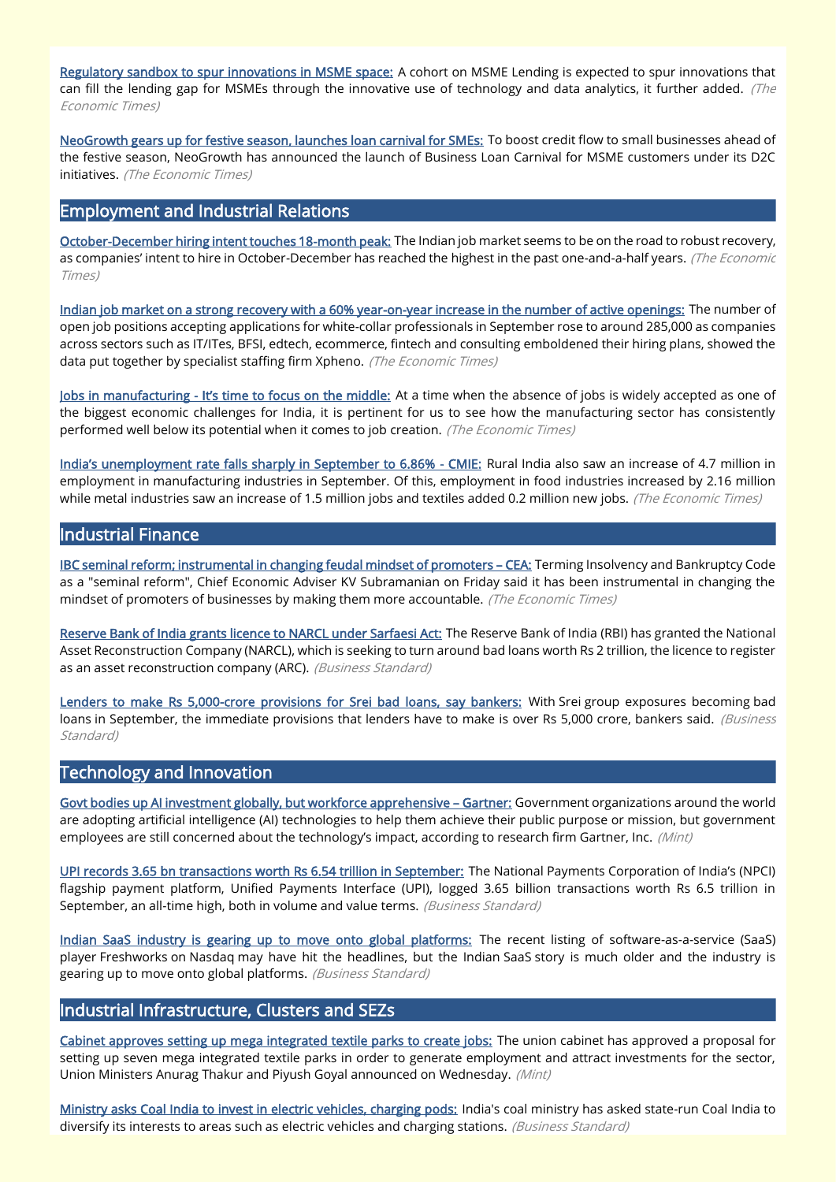**Regulatory sandbox to spur innovations in MSME space:** A cohort on MSME Lending is expected to spur innovations that can fill the lending gap for MSMEs through the innovative use of technology and data analytics, it further added. *(The Economic Times)*

**NeoGrowth gears up for festive season, launches loan carnival for SMEs:** To boost credit flow to small businesses ahead of the festive season, NeoGrowth has announced the launch of Business Loan Carnival for MSME customers under its D2C initiatives. *(The Economic Times)*

## Employment and Industrial Relations

**October-December hiring intent touches 18-month peak:** The Indian job market seems to be on the road to robust recovery, as companies' intent to hire in October-December has reached the highest in the past one-and-a-half years. *(The Economic Times)*

**Indian job market on a strong recovery with a 60% year-on-year increase in the number of active openings:** The number of open job positions accepting applications for white-collar professionals in September rose to around 285,000 as companies across sectors such as IT/ITes, BFSI, edtech, ecommerce, fintech and consulting emboldened their hiring plans, showed the data put together by specialist staffing firm Xpheno. *(The Economic Times)*

**Jobs in manufacturing - It's time to focus on the middle:** At a time when the absence of jobs is widely accepted as one of the biggest economic challenges for India, it is pertinent for us to see how the manufacturing sector has consistently performed well below its potential when it comes to job creation. *(The Economic Times)*

**India's unemployment rate falls sharply in September to 6.86% - CMIE:** Rural India also saw an increase of 4.7 million in employment in manufacturing industries in September. Of this, employment in food industries increased by 2.16 million while metal industries saw an increase of 1.5 million jobs and textiles added 0.2 million new jobs. *(The Economic Times)*

## Industrial Finance

**IBC seminal reform; instrumental in changing feudal mindset of promoters – CEA:** Terming Insolvency and Bankruptcy Code as a "seminal reform", Chief Economic Adviser KV Subramanian on Friday said it has been instrumental in changing the mindset of promoters of businesses by making them more accountable. *(The Economic Times)*

**Reserve Bank of India grants licence to NARCL under Sarfaesi Act:** The Reserve Bank of India (RBI) has granted the National Asset Reconstruction Company (NARCL), which is seeking to turn around bad loans worth Rs 2 trillion, the licence to register as an asset reconstruction company (ARC). *(Business Standard)*

**Lenders to make Rs 5,000-crore provisions for Srei bad loans, say bankers:** With Srei group exposures becoming bad loans in September, the immediate provisions that lenders have to make is over Rs 5,000 crore, bankers said. *(Business Standard)*

## Technology and Innovation

**Govt bodies up AI investment globally, but workforce apprehensive – Gartner:** Government organizations around the world are adopting artificial intelligence (AI) technologies to help them achieve their public purpose or mission, but government employees are still concerned about the technology's impact, according to research firm Gartner, Inc. *(Mint)*

**UPI records 3.65 bn transactions worth Rs 6.54 trillion in September:** The National Payments Corporation of India's (NPCI) flagship payment platform, Unified Payments Interface (UPI), logged 3.65 billion transactions worth Rs 6.5 trillion in September, an all-time high, both in volume and value terms. *(Business Standard)*

**Indian SaaS industry is gearing up to move onto global platforms:** The recent listing of software-as-a-service (SaaS) player Freshworks on Nasdaq may have hit the headlines, but the Indian SaaS story is much older and the industry is gearing up to move onto global platforms. *(Business Standard)*

## Industrial Infrastructure, Clusters and SEZs

**Cabinet approves setting up mega integrated textile parks to create jobs:** The union cabinet has approved a proposal for setting up seven mega integrated textile parks in order to generate employment and attract investments for the sector, Union Ministers Anurag Thakur and Piyush Goyal announced on Wednesday. *(Mint)*

**Ministry asks Coal India to invest in electric vehicles, charging pods:** India's coal ministry has asked state-run Coal India to diversify its interests to areas such as electric vehicles and charging stations. *(Business Standard)*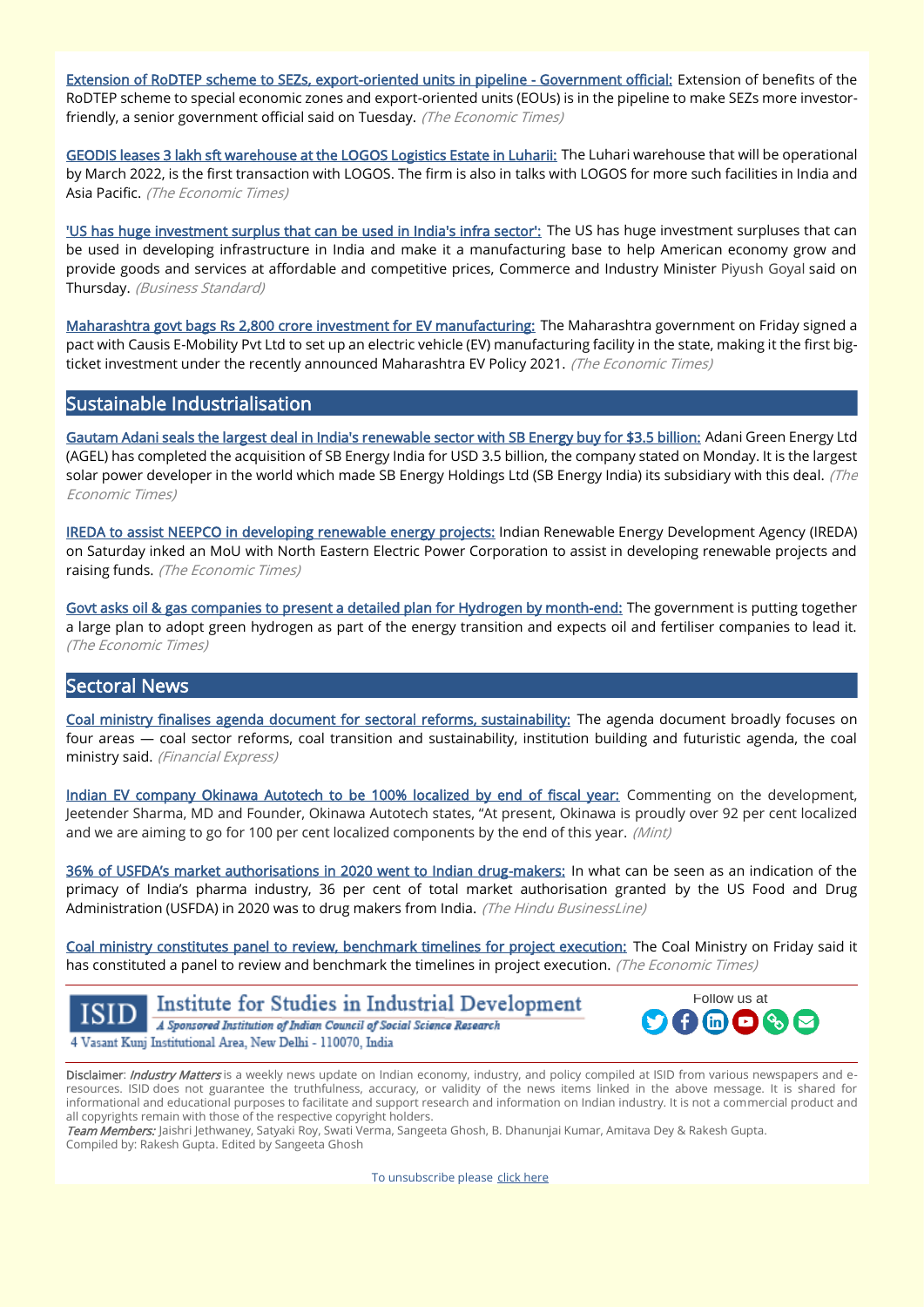[Extension of RoDTEP scheme to SEZs, export-oriented units in pipeline - Government official:]() Extension of benefits of the RoDTEP scheme to special economic zones and export-oriented units (EOUs) is in the pipeline to make SEZs more investor-friendly, a senior government official said on Tuesday. *(The Economic Times)*

[GEODIS leases 3 lakh sft warehouse at the LOGOS Logistics Estate in Luharii:]() The Luhari warehouse that will be operational by March 2022, is the first transaction with LOGOS. The firm is also in talks with LOGOS for more such facilities in India and Asia Pacific. *(The Economic Times)*

['US has huge investment surplus that can be used in India's infra sector':]() The US has huge investment surpluses that can be used in developing infrastructure in India and make it a manufacturing base to help American economy grow and provide goods and services at affordable and competitive prices, Commerce and Industry Minister Piyush Goyal said on Thursday. *(Business Standard)*

[Maharashtra govt bags Rs 2,800 crore investment for EV manufacturing:]() The Maharashtra government on Friday signed a pact with Causis E-Mobility Pvt Ltd to set up an electric vehicle (EV) manufacturing facility in the state, making it the first big-ticket investment under the recently announced Maharashtra EV Policy 2021. *(The Economic Times)*

## Sustainable Industrialisation

[Gautam Adani seals the largest deal in India's renewable sector with SB Energy buy for $3.5 billion:]() Adani Green Energy Ltd (AGEL) has completed the acquisition of SB Energy India for USD 3.5 billion, the company stated on Monday. It is the largest solar power developer in the world which made SB Energy Holdings Ltd (SB Energy India) its subsidiary with this deal. *(The Economic Times)*

[IREDA to assist NEEPCO in developing renewable energy projects:]() Indian Renewable Energy Development Agency (IREDA) on Saturday inked an MoU with North Eastern Electric Power Corporation to assist in developing renewable projects and raising funds. *(The Economic Times)*

[Govt asks oil & gas companies to present a detailed plan for Hydrogen by month-end:]() The government is putting together a large plan to adopt green hydrogen as part of the energy transition and expects oil and fertiliser companies to lead it. *(The Economic Times)*

## Sectoral News

[Coal ministry finalises agenda document for sectoral reforms, sustainability:]() The agenda document broadly focuses on four areas — coal sector reforms, coal transition and sustainability, institution building and futuristic agenda, the coal ministry said. *(Financial Express)*

[Indian EV company Okinawa Autotech to be 100% localized by end of fiscal year:]() Commenting on the development, Jeetender Sharma, MD and Founder, Okinawa Autotech states, "At present, Okinawa is proudly over 92 per cent localized and we are aiming to go for 100 per cent localized components by the end of this year. *(Mint)*

[36% of USFDA's market authorisations in 2020 went to Indian drug-makers:]() In what can be seen as an indication of the primacy of India's pharma industry, 36 per cent of total market authorisation granted by the US Food and Drug Administration (USFDA) in 2020 was to drug makers from India. *(The Hindu BusinessLine)*

[Coal ministry constitutes panel to review, benchmark timelines for project execution:]() The Coal Ministry on Friday said it has constituted a panel to review and benchmark the timelines in project execution. *(The Economic Times)*

---

**ISID** Institute for Studies in Industrial Development
*A Sponsored Institution of Indian Council of Social Science Research*
4 Vasant Kunj Institutional Area, New Delhi - 110070, India

Follow us at

---

Disclaimer: *Industry Matters* is a weekly news update on Indian economy, industry, and policy compiled at ISID from various newspapers and e-resources. ISID does not guarantee the truthfulness, accuracy, or validity of the news items linked in the above message. It is shared for informational and educational purposes to facilitate and support research and information on Indian industry. It is not a commercial product and all copyrights remain with those of the respective copyright holders.
***Team Members:*** Jaishri Jethwaney, Satyaki Roy, Swati Verma, Sangeeta Ghosh, B. Dhanunjai Kumar, Amitava Dey & Rakesh Gupta.
Compiled by: Rakesh Gupta. Edited by Sangeeta Ghosh

To unsubscribe please [click here]()